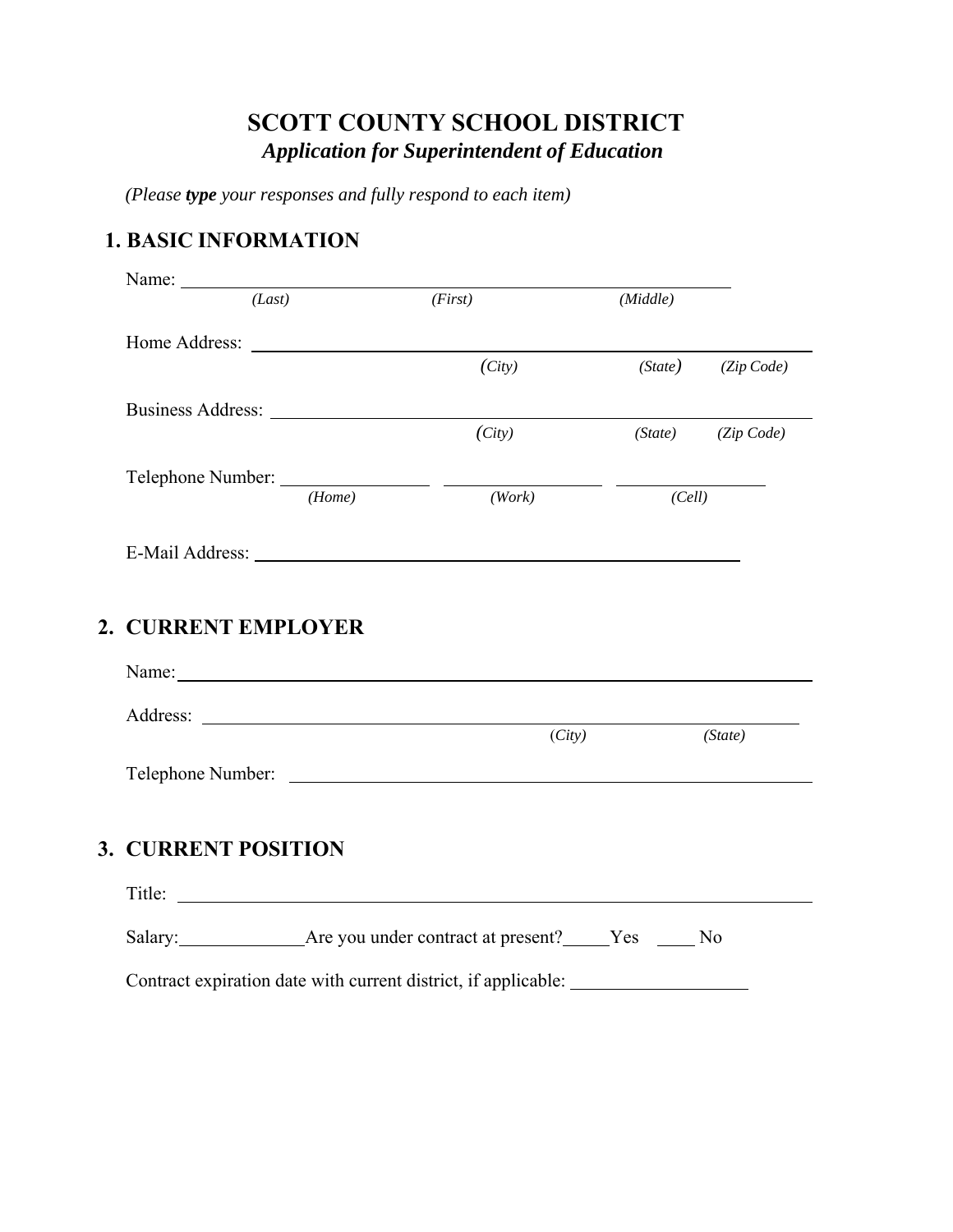# SCOTT COUNTY SCHOOL DISTRICT

***Application for Superintendent of Education***

*(Please **type** your responses and fully respond to each item)*

## 1. BASIC INFORMATION

Name: ______________________________________________
*(Last)* *(First)* *(Middle)*

Home Address: ______________________________________________
*(City)* *(State)* *(Zip Code)*

Business Address: ______________________________________________
*(City)* *(State)* *(Zip Code)*

Telephone Number: ______________ ______________ ______________
*(Home)* *(Work)* *(Cell)*

E-Mail Address: ______________________________________________

## 2. CURRENT EMPLOYER

Name: ______________________________________________

Address: ______________________________________________
*(City)* *(State)*

Telephone Number: ______________________________________________

## 3. CURRENT POSITION

Title: ______________________________________________

Salary: ____________ Are you under contract at present? _____Yes ____ No

Contract expiration date with current district, if applicable: ________________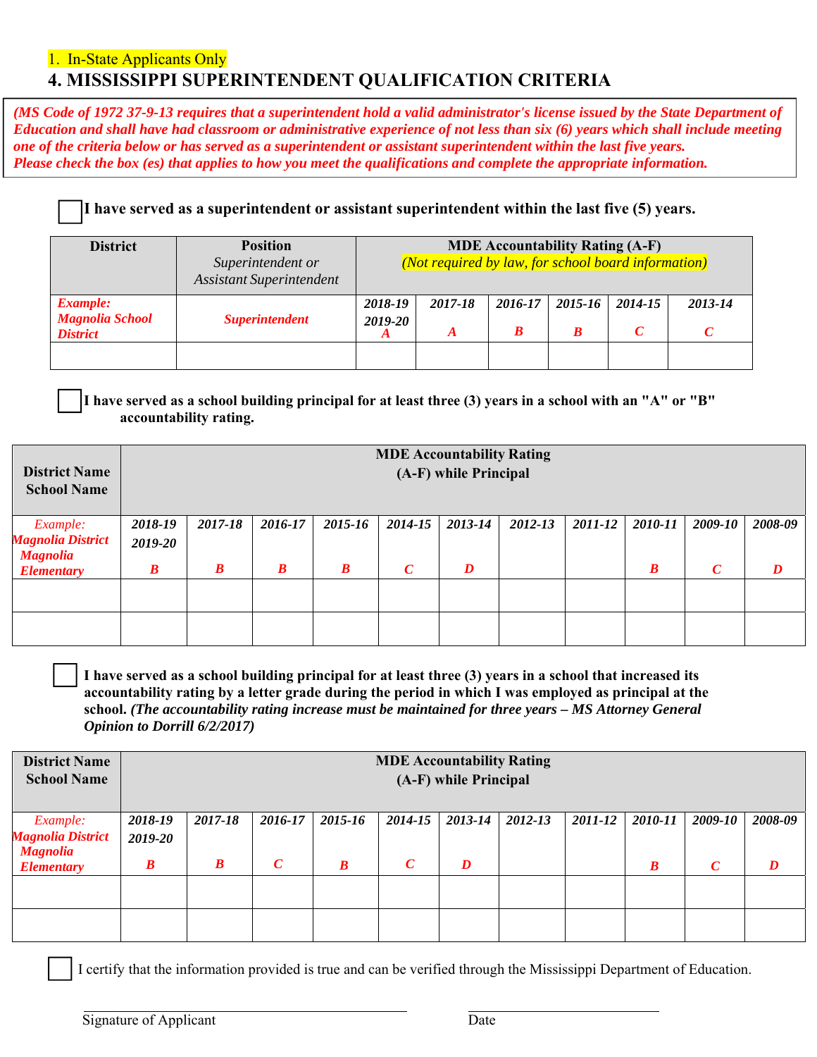1. In-State Applicants Only

# 4. MISSISSIPPI SUPERINTENDENT QUALIFICATION CRITERIA

*(MS Code of 1972 37-9-13 requires that a superintendent hold a valid administrator's license issued by the State Department of Education and shall have had classroom or administrative experience of not less than six (6) years which shall include meeting one of the criteria below or has served as a superintendent or assistant superintendent within the last five years. Please check the box (es) that applies to how you meet the qualifications and complete the appropriate information.*

☐ **I have served as a superintendent or assistant superintendent within the last five (5) years.**

| District | Position *Superintendent or Assistant Superintendent* | MDE Accountability Rating (A-F) *(Not required by law, for school board information)* | | | | | |
|---|---|---|---|---|---|---|---|
| | | *2018-19 2019-20* | *2017-18* | *2016-17* | *2015-16* | *2014-15* | *2013-14* |
| *Example: Magnolia School District* | *Superintendent* | *A* | *A* | *B* | *B* | *C* | *C* |
| | | | | | | | |

☐ **I have served as a school building principal for at least three (3) years in a school with an "A" or "B" accountability rating.**

| District Name School Name | MDE Accountability Rating (A-F) while Principal | | | | | | | | | | |
|---|---|---|---|---|---|---|---|---|---|---|---|
| | *2018-19 2019-20* | *2017-18* | *2016-17* | *2015-16* | *2014-15* | *2013-14* | *2012-13* | *2011-12* | *2010-11* | *2009-10* | *2008-09* |
| *Example: Magnolia District Magnolia Elementary* | *B* | *B* | *B* | *B* | *C* | *D* | | | *B* | *C* | *D* |
| | | | | | | | | | | | |
| | | | | | | | | | | | |

☐ **I have served as a school building principal for at least three (3) years in a school that increased its accountability rating by a letter grade during the period in which I was employed as principal at the school.** ***(The accountability rating increase must be maintained for three years – MS Attorney General Opinion to Dorrill 6/2/2017)***

| District Name School Name | MDE Accountability Rating (A-F) while Principal | | | | | | | | | | |
|---|---|---|---|---|---|---|---|---|---|---|---|
| | *2018-19 2019-20* | *2017-18* | *2016-17* | *2015-16* | *2014-15* | *2013-14* | *2012-13* | *2011-12* | *2010-11* | *2009-10* | *2008-09* |
| *Example: Magnolia District Magnolia Elementary* | *B* | *B* | *C* | *B* | *C* | *D* | | | *B* | *C* | *D* |
| | | | | | | | | | | | |
| | | | | | | | | | | | |

☐ I certify that the information provided is true and can be verified through the Mississippi Department of Education.

\_\_\_\_\_\_\_\_\_\_\_\_\_\_\_\_\_\_\_\_\_\_\_\_\_\_\_\_\_\_\_\_\_\_\_\_ \_\_\_\_\_\_\_\_\_\_\_\_\_\_\_\_\_\_\_\_
Signature of Applicant Date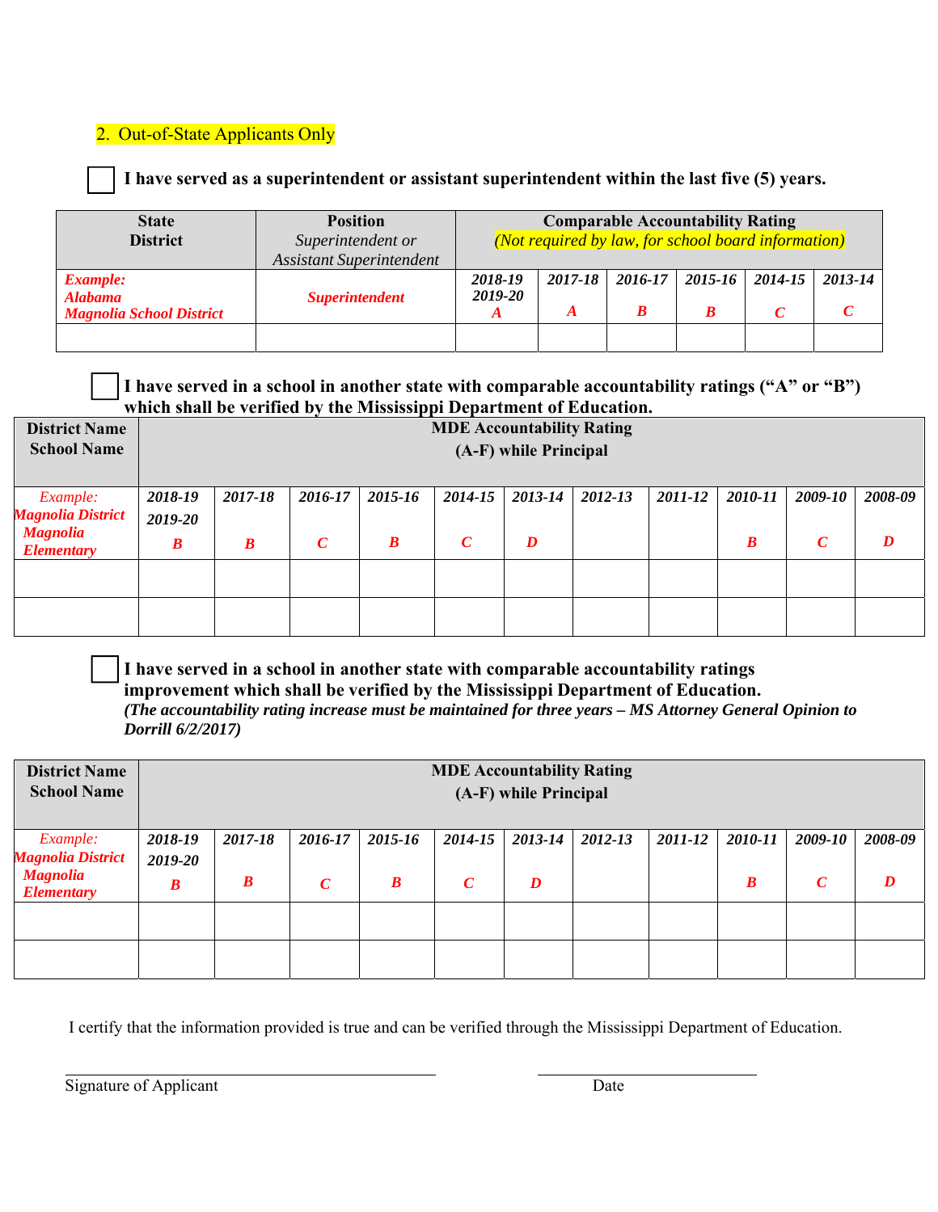2. Out-of-State Applicants Only

☐ **I have served as a superintendent or assistant superintendent within the last five (5) years.**

| **State District** | **Position** *Superintendent or Assistant Superintendent* | **Comparable Accountability Rating** *(Not required by law, for school board information)* | | | | | |
|---|---|---|---|---|---|---|---|
| | | ***2018-19 2019-20*** | ***2017-18*** | ***2016-17*** | ***2015-16*** | ***2014-15*** | ***2013-14*** |
| ***Example: Alabama Magnolia School District*** | ***Superintendent*** | ***A*** | ***A*** | ***B*** | ***B*** | ***C*** | ***C*** |
| | | | | | | | |

☐ **I have served in a school in another state with comparable accountability ratings ("A" or "B") which shall be verified by the Mississippi Department of Education.**

| **District Name School Name** | **MDE Accountability Rating (A-F) while Principal** | | | | | | | | | | |
|---|---|---|---|---|---|---|---|---|---|---|---|
| *Example:* ***Magnolia District Magnolia Elementary*** | ***2018-19 2019-20*** ***B*** | ***2017-18*** ***B*** | ***2016-17*** ***C*** | ***2015-16*** ***B*** | ***2014-15*** ***C*** | ***2013-14*** ***D*** | ***2012-13*** | ***2011-12*** | ***2010-11*** ***B*** | ***2009-10*** ***C*** | ***2008-09*** ***D*** |
| | | | | | | | | | | | |
| | | | | | | | | | | | |

☐ **I have served in a school in another state with comparable accountability ratings improvement which shall be verified by the Mississippi Department of Education.**
***(The accountability rating increase must be maintained for three years – MS Attorney General Opinion to Dorrill 6/2/2017)***

| **District Name School Name** | **MDE Accountability Rating (A-F) while Principal** | | | | | | | | | | |
|---|---|---|---|---|---|---|---|---|---|---|---|
| *Example:* ***Magnolia District Magnolia Elementary*** | ***2018-19 2019-20*** ***B*** | ***2017-18*** ***B*** | ***2016-17*** ***C*** | ***2015-16*** ***B*** | ***2014-15*** ***C*** | ***2013-14*** ***D*** | ***2012-13*** | ***2011-12*** | ***2010-11*** ***B*** | ***2009-10*** ***C*** | ***2008-09*** ***D*** |
| | | | | | | | | | | | |
| | | | | | | | | | | | |

I certify that the information provided is true and can be verified through the Mississippi Department of Education.

\_\_\_\_\_\_\_\_\_\_\_\_\_\_\_\_\_\_\_\_\_\_\_\_\_\_\_\_\_\_\_\_\_\_\_\_ \_\_\_\_\_\_\_\_\_\_\_\_\_\_\_\_\_\_\_\_\_\_

Signature of Applicant Date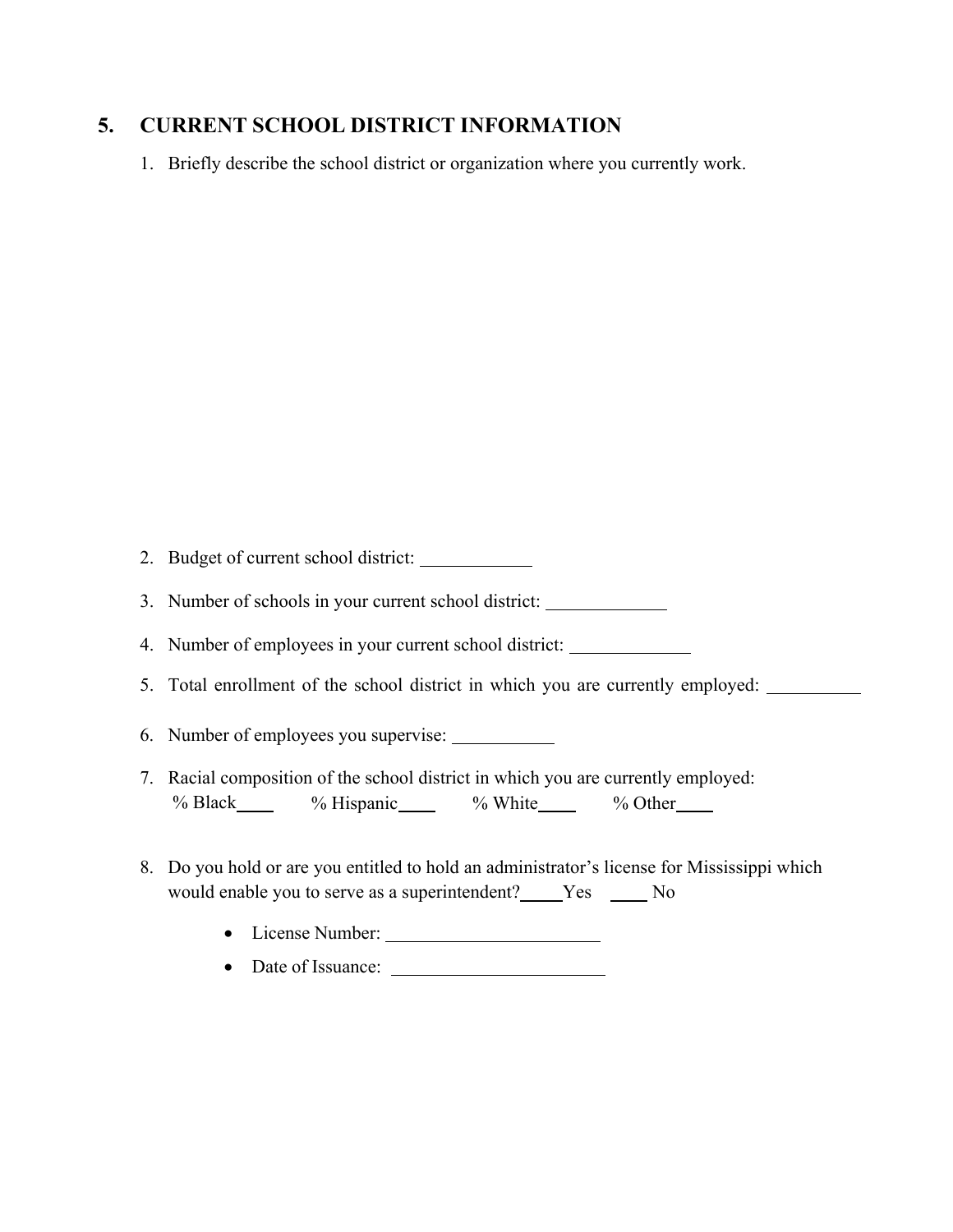## 5. CURRENT SCHOOL DISTRICT INFORMATION

1. Briefly describe the school district or organization where you currently work.

2. Budget of current school district: ____________

3. Number of schools in your current school district: _____________

4. Number of employees in your current school district: _____________

5. Total enrollment of the school district in which you are currently employed: __________

6. Number of employees you supervise: ___________

7. Racial composition of the school district in which you are currently employed:
   % Black____ % Hispanic____ % White____ % Other____

8. Do you hold or are you entitled to hold an administrator's license for Mississippi which would enable you to serve as a superintendent?_____Yes ____ No

   - License Number: _______________________
   - Date of Issuance: _______________________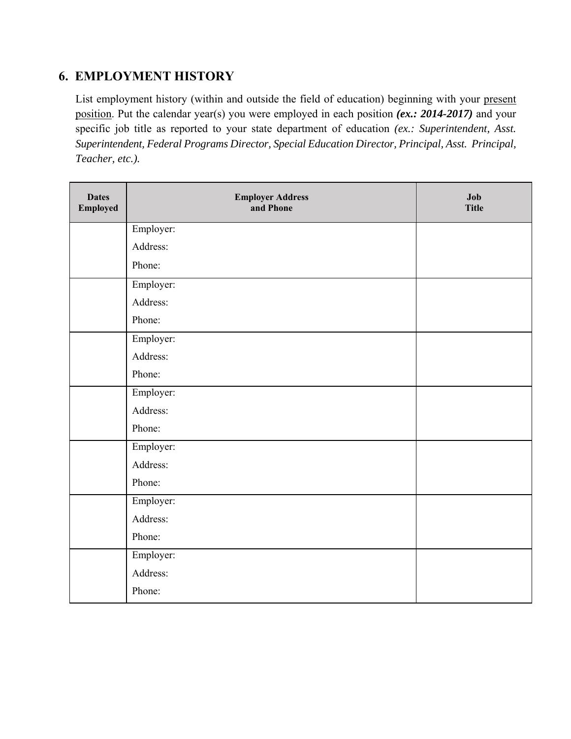## 6. EMPLOYMENT HISTORY

List employment history (within and outside the field of education) beginning with your present position. Put the calendar year(s) you were employed in each position ***(ex.: 2014-2017)*** and your specific job title as reported to your state department of education *(ex.: Superintendent, Asst. Superintendent, Federal Programs Director, Special Education Director, Principal, Asst. Principal, Teacher, etc.).*

| Dates Employed | Employer Address and Phone | Job Title |
|---|---|---|
| | Employer:<br>Address:<br>Phone: | |
| | Employer:<br>Address:<br>Phone: | |
| | Employer:<br>Address:<br>Phone: | |
| | Employer:<br>Address:<br>Phone: | |
| | Employer:<br>Address:<br>Phone: | |
| | Employer:<br>Address:<br>Phone: | |
| | Employer:<br>Address:<br>Phone: | |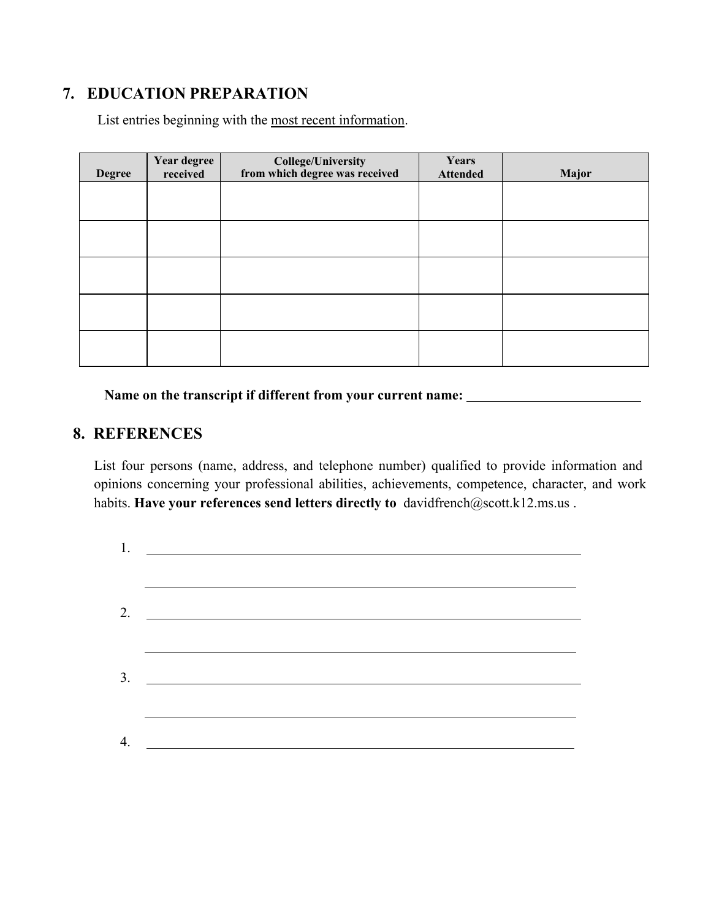## 7. EDUCATION PREPARATION

List entries beginning with the <u>most recent information</u>.

| Degree | Year degree received | College/University from which degree was received | Years Attended | Major |
|---|---|---|---|---|
| | | | | |
| | | | | |
| | | | | |
| | | | | |
| | | | | |

**Name on the transcript if different from your current name:** ___________________________

## 8. REFERENCES

List four persons (name, address, and telephone number) qualified to provide information and opinions concerning your professional abilities, achievements, competence, character, and work habits. **Have your references send letters directly to** davidfrench@scott.k12.ms.us .

1. ______________________________________________________________________

   ______________________________________________________________________

2. ______________________________________________________________________

   ______________________________________________________________________

3. ______________________________________________________________________

   ______________________________________________________________________

4. ______________________________________________________________________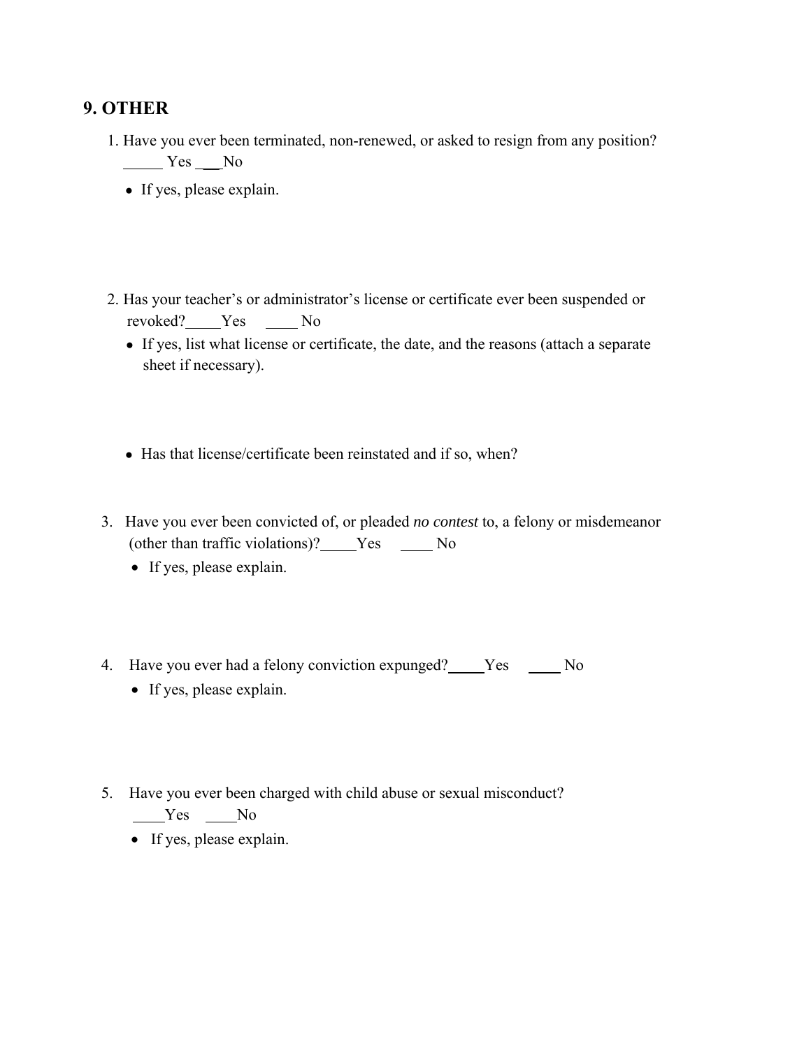## 9. OTHER

1. Have you ever been terminated, non-renewed, or asked to resign from any position? _____ Yes ___No
   - If yes, please explain.

2. Has your teacher's or administrator's license or certificate ever been suspended or revoked?_____Yes _____ No
   - If yes, list what license or certificate, the date, and the reasons (attach a separate sheet if necessary).
   - Has that license/certificate been reinstated and if so, when?

3. Have you ever been convicted of, or pleaded *no contest* to, a felony or misdemeanor (other than traffic violations)?_____Yes _____ No
   - If yes, please explain.

4. Have you ever had a felony conviction expunged?_____Yes _____ No
   - If yes, please explain.

5. Have you ever been charged with child abuse or sexual misconduct? _____Yes _____No
   - If yes, please explain.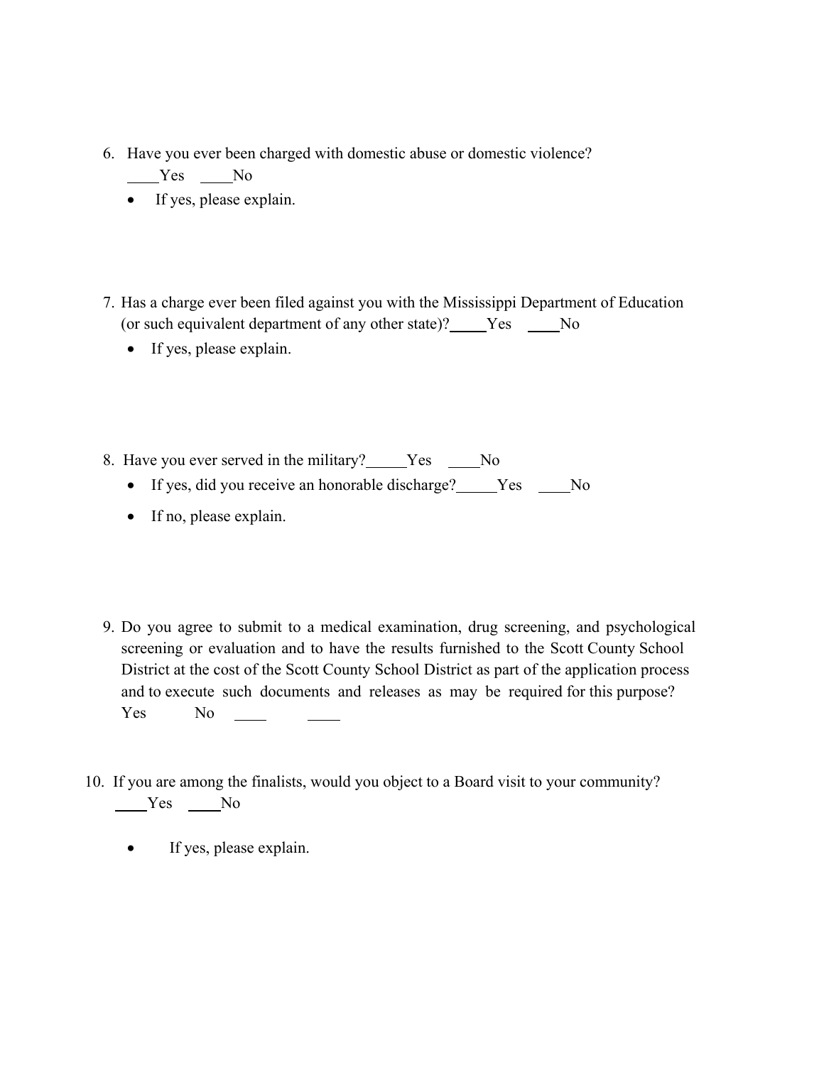6. Have you ever been charged with domestic abuse or domestic violence?
   ____Yes ____No
   - If yes, please explain.

7. Has a charge ever been filed against you with the Mississippi Department of Education (or such equivalent department of any other state)?_____Yes ____No
   - If yes, please explain.

8. Have you ever served in the military?_____Yes ____No
   - If yes, did you receive an honorable discharge?_____Yes ____No
   - If no, please explain.

9. Do you agree to submit to a medical examination, drug screening, and psychological screening or evaluation and to have the results furnished to the Scott County School District at the cost of the Scott County School District as part of the application process and to execute such documents and releases as may be required for this purpose?
   Yes No ____ ____

10. If you are among the finalists, would you object to a Board visit to your community?
    ____Yes ____No
    - If yes, please explain.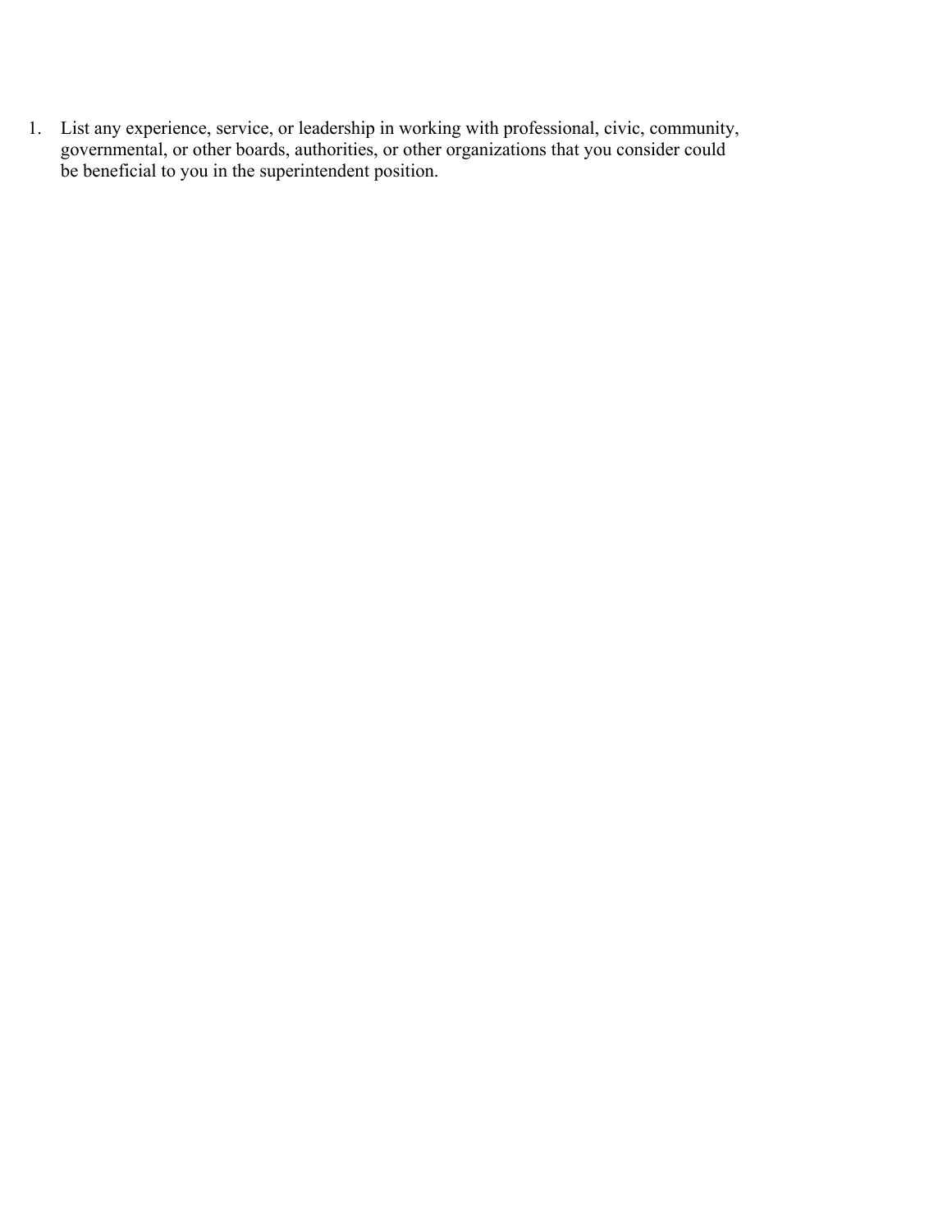1. List any experience, service, or leadership in working with professional, civic, community, governmental, or other boards, authorities, or other organizations that you consider could be beneficial to you in the superintendent position.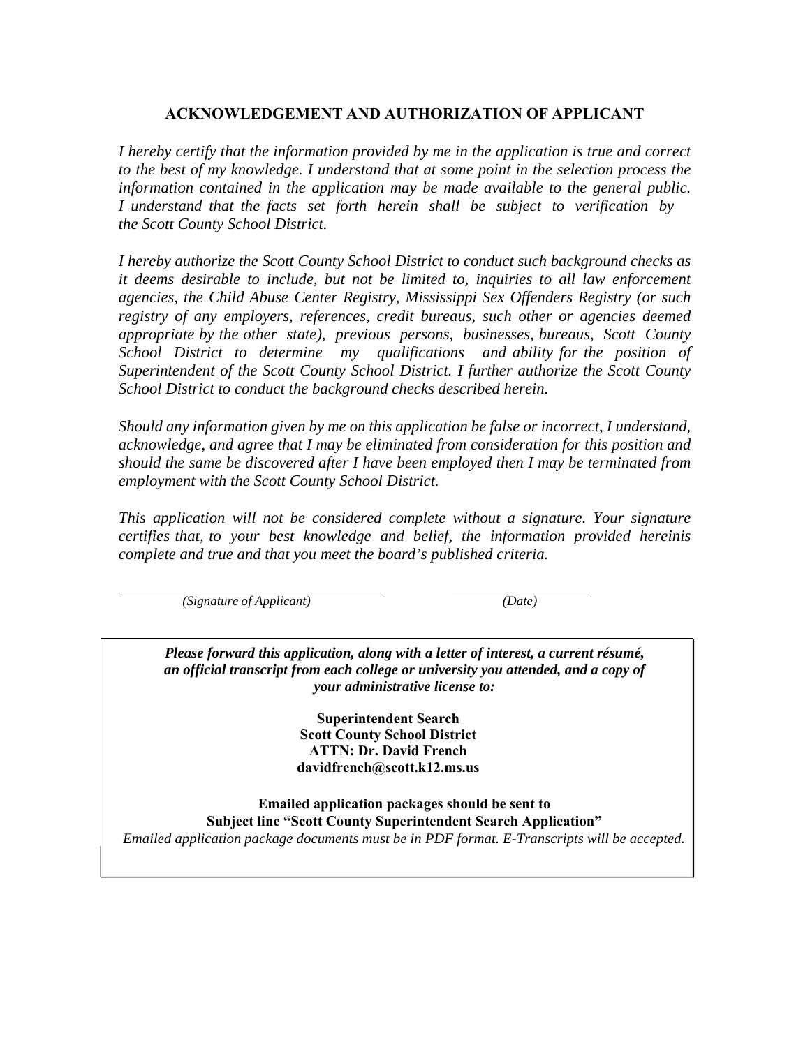## ACKNOWLEDGEMENT AND AUTHORIZATION OF APPLICANT

*I hereby certify that the information provided by me in the application is true and correct to the best of my knowledge. I understand that at some point in the selection process the information contained in the application may be made available to the general public. I understand that the facts set forth herein shall be subject to verification by the Scott County School District.*

*I hereby authorize the Scott County School District to conduct such background checks as it deems desirable to include, but not be limited to, inquiries to all law enforcement agencies, the Child Abuse Center Registry, Mississippi Sex Offenders Registry (or such registry of any employers, references, credit bureaus, such other or agencies deemed appropriate by the other state), previous persons, businesses, bureaus, Scott County School District to determine my qualifications and ability for the position of Superintendent of the Scott County School District. I further authorize the Scott County School District to conduct the background checks described herein.*

*Should any information given by me on this application be false or incorrect, I understand, acknowledge, and agree that I may be eliminated from consideration for this position and should the same be discovered after I have been employed then I may be terminated from employment with the Scott County School District.*

*This application will not be considered complete without a signature. Your signature certifies that, to your best knowledge and belief, the information provided hereinis complete and true and that you meet the board's published criteria.*

_________________________________ &nbsp;&nbsp;&nbsp;&nbsp; ____________________

*(Signature of Applicant)* &nbsp;&nbsp;&nbsp;&nbsp; *(Date)*

***Please forward this application, along with a letter of interest, a current résumé, an official transcript from each college or university you attended, and a copy of your administrative license to:***

**Superintendent Search**
**Scott County School District**
**ATTN: Dr. David French**
**davidfrench@scott.k12.ms.us**

**Emailed application packages should be sent to**
**Subject line "Scott County Superintendent Search Application"**
*Emailed application package documents must be in PDF format. E-Transcripts will be accepted.*